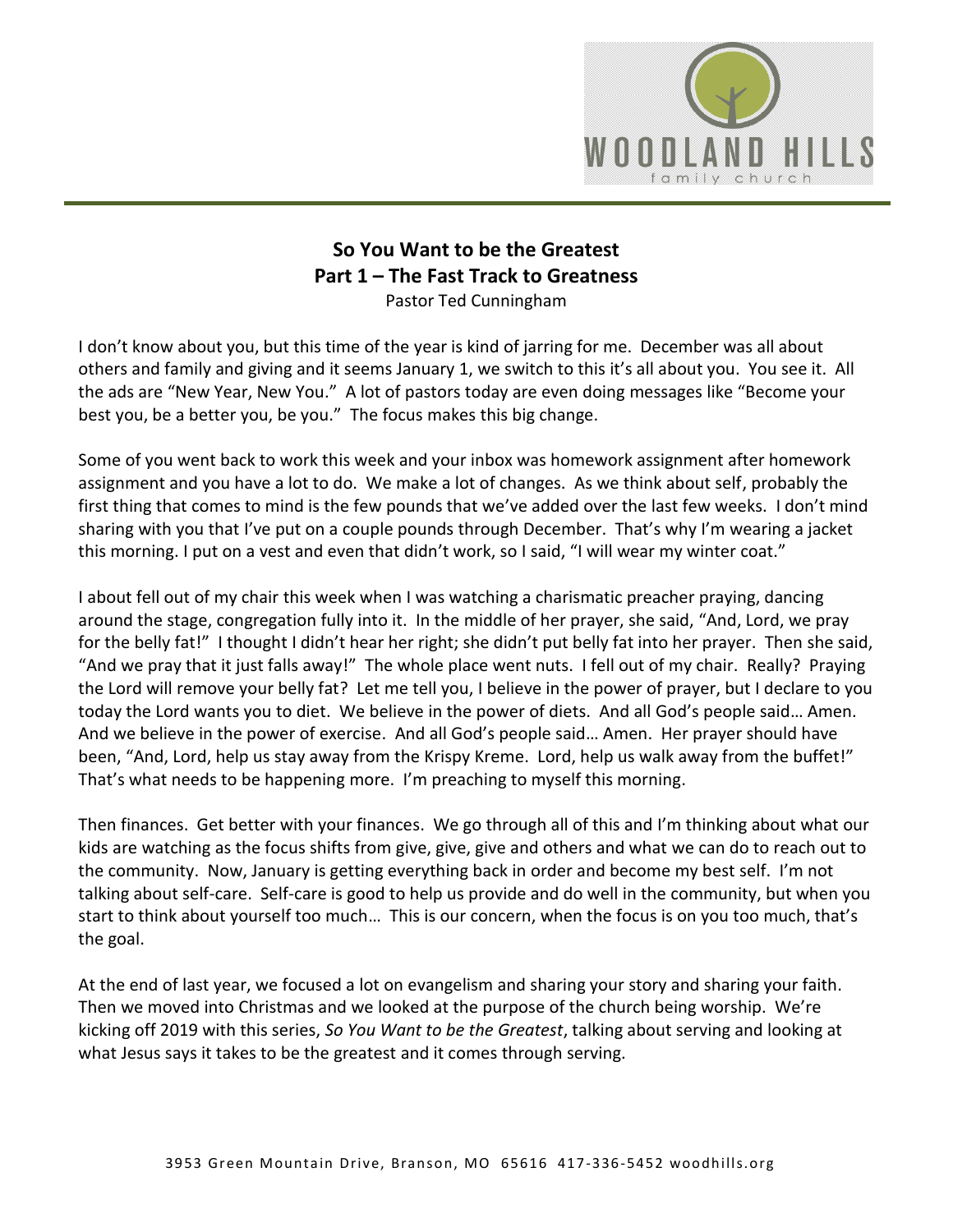# So You Want to be the Greatest
## Part 1 – The Fast Track to Greatness

Pastor Ted Cunningham

I don't know about you, but this time of the year is kind of jarring for me. December was all about others and family and giving and it seems January 1, we switch to this it's all about you. You see it. All the ads are "New Year, New You." A lot of pastors today are even doing messages like "Become your best you, be a better you, be you." The focus makes this big change.

Some of you went back to work this week and your inbox was homework assignment after homework assignment and you have a lot to do. We make a lot of changes. As we think about self, probably the first thing that comes to mind is the few pounds that we've added over the last few weeks. I don't mind sharing with you that I've put on a couple pounds through December. That's why I'm wearing a jacket this morning. I put on a vest and even that didn't work, so I said, "I will wear my winter coat."

I about fell out of my chair this week when I was watching a charismatic preacher praying, dancing around the stage, congregation fully into it. In the middle of her prayer, she said, "And, Lord, we pray for the belly fat!" I thought I didn't hear her right; she didn't put belly fat into her prayer. Then she said, "And we pray that it just falls away!" The whole place went nuts. I fell out of my chair. Really? Praying the Lord will remove your belly fat? Let me tell you, I believe in the power of prayer, but I declare to you today the Lord wants you to diet. We believe in the power of diets. And all God's people said… Amen. And we believe in the power of exercise. And all God's people said… Amen. Her prayer should have been, "And, Lord, help us stay away from the Krispy Kreme. Lord, help us walk away from the buffet!" That's what needs to be happening more. I'm preaching to myself this morning.

Then finances. Get better with your finances. We go through all of this and I'm thinking about what our kids are watching as the focus shifts from give, give, give and others and what we can do to reach out to the community. Now, January is getting everything back in order and become my best self. I'm not talking about self-care. Self-care is good to help us provide and do well in the community, but when you start to think about yourself too much… This is our concern, when the focus is on you too much, that's the goal.

At the end of last year, we focused a lot on evangelism and sharing your story and sharing your faith. Then we moved into Christmas and we looked at the purpose of the church being worship. We're kicking off 2019 with this series, *So You Want to be the Greatest*, talking about serving and looking at what Jesus says it takes to be the greatest and it comes through serving.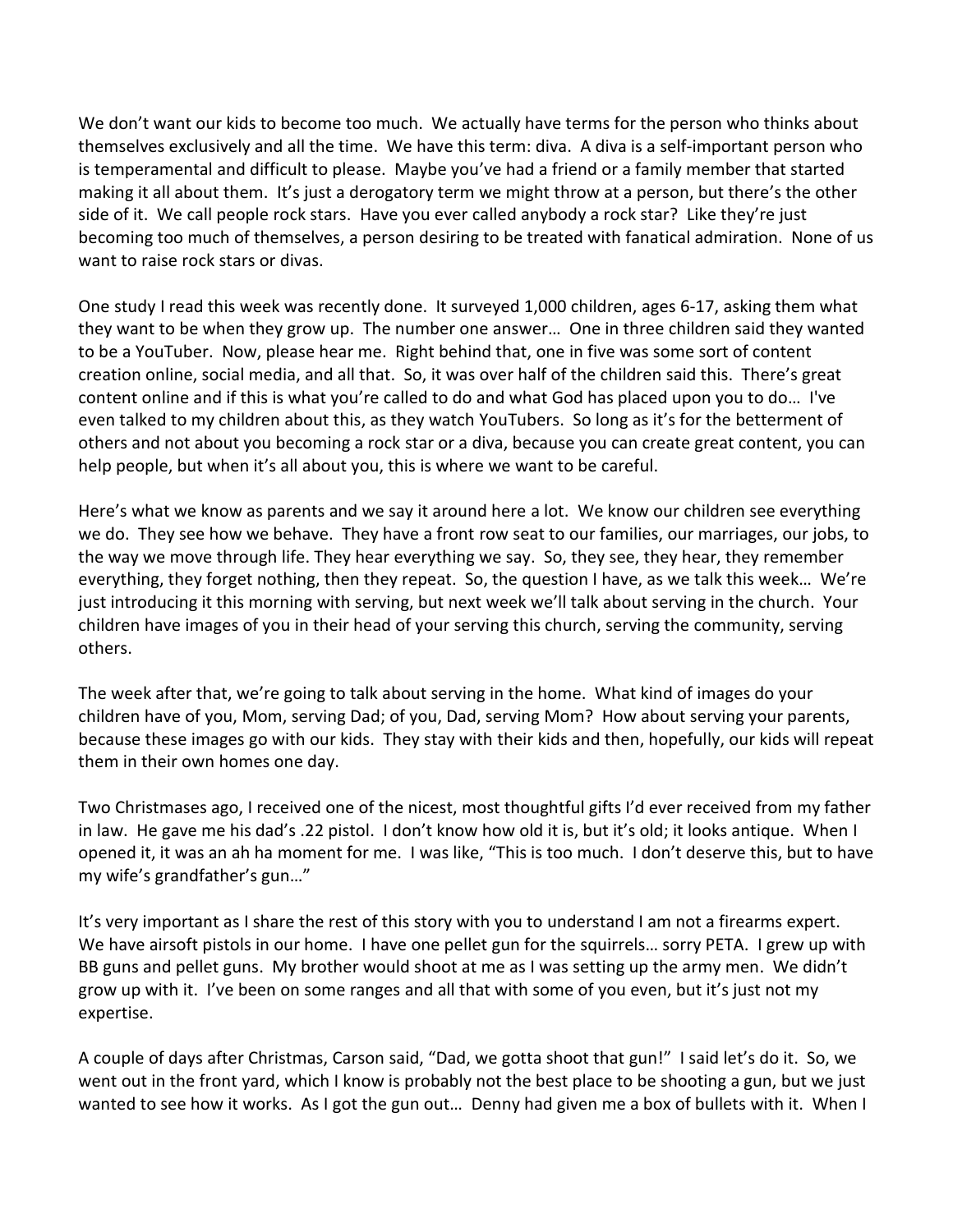We don't want our kids to become too much. We actually have terms for the person who thinks about themselves exclusively and all the time. We have this term: diva. A diva is a self-important person who is temperamental and difficult to please. Maybe you've had a friend or a family member that started making it all about them. It's just a derogatory term we might throw at a person, but there's the other side of it. We call people rock stars. Have you ever called anybody a rock star? Like they're just becoming too much of themselves, a person desiring to be treated with fanatical admiration. None of us want to raise rock stars or divas.

One study I read this week was recently done. It surveyed 1,000 children, ages 6-17, asking them what they want to be when they grow up. The number one answer… One in three children said they wanted to be a YouTuber. Now, please hear me. Right behind that, one in five was some sort of content creation online, social media, and all that. So, it was over half of the children said this. There's great content online and if this is what you're called to do and what God has placed upon you to do… I've even talked to my children about this, as they watch YouTubers. So long as it's for the betterment of others and not about you becoming a rock star or a diva, because you can create great content, you can help people, but when it's all about you, this is where we want to be careful.

Here's what we know as parents and we say it around here a lot. We know our children see everything we do. They see how we behave. They have a front row seat to our families, our marriages, our jobs, to the way we move through life. They hear everything we say. So, they see, they hear, they remember everything, they forget nothing, then they repeat. So, the question I have, as we talk this week… We're just introducing it this morning with serving, but next week we'll talk about serving in the church. Your children have images of you in their head of your serving this church, serving the community, serving others.

The week after that, we're going to talk about serving in the home. What kind of images do your children have of you, Mom, serving Dad; of you, Dad, serving Mom? How about serving your parents, because these images go with our kids. They stay with their kids and then, hopefully, our kids will repeat them in their own homes one day.

Two Christmases ago, I received one of the nicest, most thoughtful gifts I'd ever received from my father in law. He gave me his dad's .22 pistol. I don't know how old it is, but it's old; it looks antique. When I opened it, it was an ah ha moment for me. I was like, "This is too much. I don't deserve this, but to have my wife's grandfather's gun…"

It's very important as I share the rest of this story with you to understand I am not a firearms expert. We have airsoft pistols in our home. I have one pellet gun for the squirrels… sorry PETA. I grew up with BB guns and pellet guns. My brother would shoot at me as I was setting up the army men. We didn't grow up with it. I've been on some ranges and all that with some of you even, but it's just not my expertise.

A couple of days after Christmas, Carson said, "Dad, we gotta shoot that gun!" I said let's do it. So, we went out in the front yard, which I know is probably not the best place to be shooting a gun, but we just wanted to see how it works. As I got the gun out… Denny had given me a box of bullets with it. When I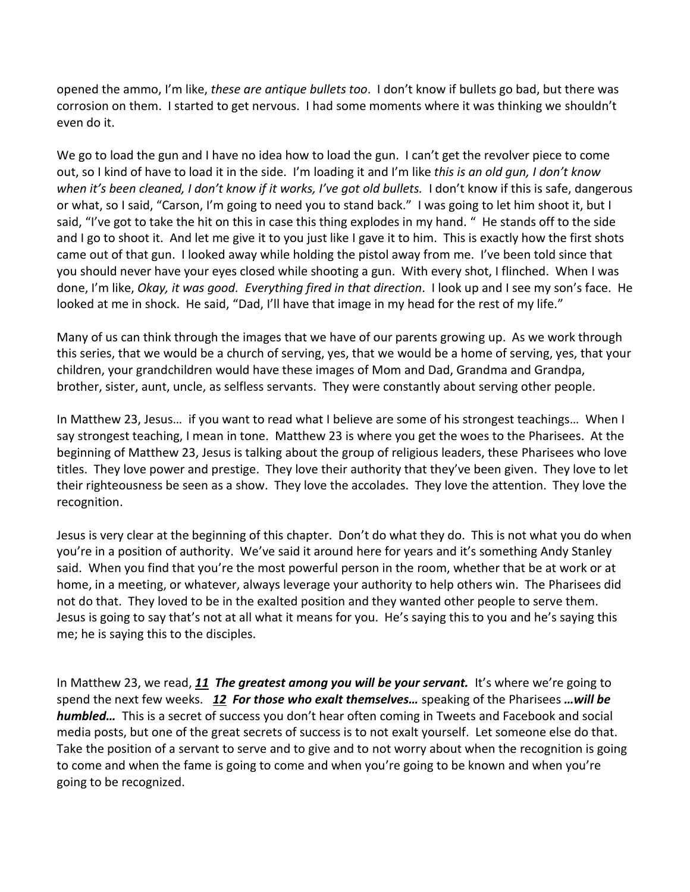opened the ammo, I'm like, *these are antique bullets too*. I don't know if bullets go bad, but there was corrosion on them. I started to get nervous. I had some moments where it was thinking we shouldn't even do it.

We go to load the gun and I have no idea how to load the gun. I can't get the revolver piece to come out, so I kind of have to load it in the side. I'm loading it and I'm like *this is an old gun, I don't know when it's been cleaned, I don't know if it works, I've got old bullets.* I don't know if this is safe, dangerous or what, so I said, "Carson, I'm going to need you to stand back." I was going to let him shoot it, but I said, "I've got to take the hit on this in case this thing explodes in my hand. " He stands off to the side and I go to shoot it. And let me give it to you just like I gave it to him. This is exactly how the first shots came out of that gun. I looked away while holding the pistol away from me. I've been told since that you should never have your eyes closed while shooting a gun. With every shot, I flinched. When I was done, I'm like, *Okay, it was good. Everything fired in that direction*. I look up and I see my son's face. He looked at me in shock. He said, "Dad, I'll have that image in my head for the rest of my life."

Many of us can think through the images that we have of our parents growing up. As we work through this series, that we would be a church of serving, yes, that we would be a home of serving, yes, that your children, your grandchildren would have these images of Mom and Dad, Grandma and Grandpa, brother, sister, aunt, uncle, as selfless servants. They were constantly about serving other people.

In Matthew 23, Jesus… if you want to read what I believe are some of his strongest teachings… When I say strongest teaching, I mean in tone. Matthew 23 is where you get the woes to the Pharisees. At the beginning of Matthew 23, Jesus is talking about the group of religious leaders, these Pharisees who love titles. They love power and prestige. They love their authority that they've been given. They love to let their righteousness be seen as a show. They love the accolades. They love the attention. They love the recognition.

Jesus is very clear at the beginning of this chapter. Don't do what they do. This is not what you do when you're in a position of authority. We've said it around here for years and it's something Andy Stanley said. When you find that you're the most powerful person in the room, whether that be at work or at home, in a meeting, or whatever, always leverage your authority to help others win. The Pharisees did not do that. They loved to be in the exalted position and they wanted other people to serve them. Jesus is going to say that's not at all what it means for you. He's saying this to you and he's saying this me; he is saying this to the disciples.

In Matthew 23, we read, ***11 The greatest among you will be your servant.*** It's where we're going to spend the next few weeks. ***12 For those who exalt themselves…*** speaking of the Pharisees ***…will be humbled…*** This is a secret of success you don't hear often coming in Tweets and Facebook and social media posts, but one of the great secrets of success is to not exalt yourself. Let someone else do that. Take the position of a servant to serve and to give and to not worry about when the recognition is going to come and when the fame is going to come and when you're going to be known and when you're going to be recognized.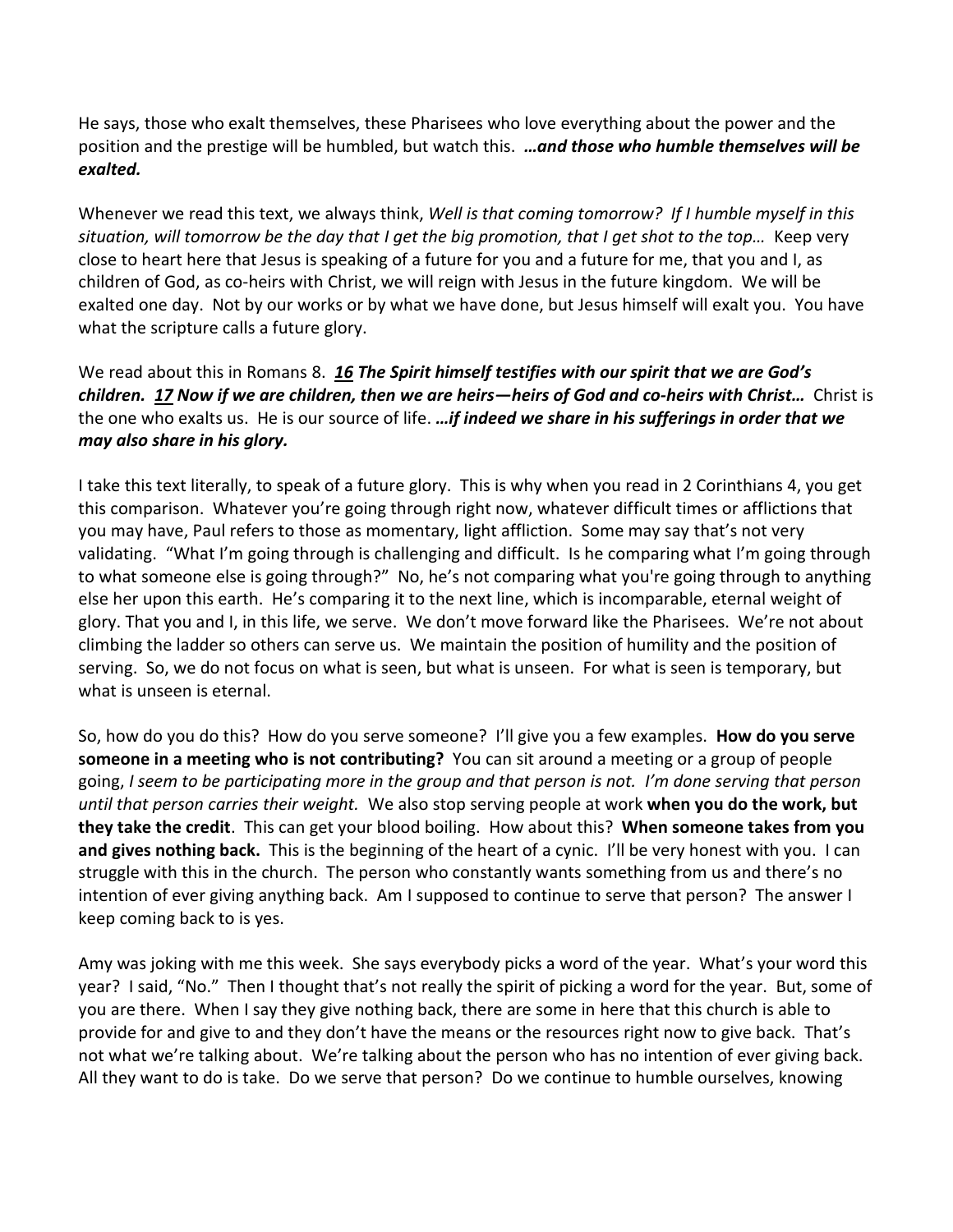He says, those who exalt themselves, these Pharisees who love everything about the power and the position and the prestige will be humbled, but watch this. ***…and those who humble themselves will be exalted.***

Whenever we read this text, we always think, *Well is that coming tomorrow? If I humble myself in this situation, will tomorrow be the day that I get the big promotion, that I get shot to the top…* Keep very close to heart here that Jesus is speaking of a future for you and a future for me, that you and I, as children of God, as co-heirs with Christ, we will reign with Jesus in the future kingdom. We will be exalted one day. Not by our works or by what we have done, but Jesus himself will exalt you. You have what the scripture calls a future glory.

We read about this in Romans 8. ***16 The Spirit himself testifies with our spirit that we are God's children. 17 Now if we are children, then we are heirs—heirs of God and co-heirs with Christ…*** Christ is the one who exalts us. He is our source of life. ***…if indeed we share in his sufferings in order that we may also share in his glory.***

I take this text literally, to speak of a future glory. This is why when you read in 2 Corinthians 4, you get this comparison. Whatever you're going through right now, whatever difficult times or afflictions that you may have, Paul refers to those as momentary, light affliction. Some may say that's not very validating. "What I'm going through is challenging and difficult. Is he comparing what I'm going through to what someone else is going through?" No, he's not comparing what you're going through to anything else her upon this earth. He's comparing it to the next line, which is incomparable, eternal weight of glory. That you and I, in this life, we serve. We don't move forward like the Pharisees. We're not about climbing the ladder so others can serve us. We maintain the position of humility and the position of serving. So, we do not focus on what is seen, but what is unseen. For what is seen is temporary, but what is unseen is eternal.

So, how do you do this? How do you serve someone? I'll give you a few examples. **How do you serve someone in a meeting who is not contributing?** You can sit around a meeting or a group of people going, *I seem to be participating more in the group and that person is not. I'm done serving that person until that person carries their weight.* We also stop serving people at work **when you do the work, but they take the credit**. This can get your blood boiling. How about this? **When someone takes from you and gives nothing back.** This is the beginning of the heart of a cynic. I'll be very honest with you. I can struggle with this in the church. The person who constantly wants something from us and there's no intention of ever giving anything back. Am I supposed to continue to serve that person? The answer I keep coming back to is yes.

Amy was joking with me this week. She says everybody picks a word of the year. What's your word this year? I said, "No." Then I thought that's not really the spirit of picking a word for the year. But, some of you are there. When I say they give nothing back, there are some in here that this church is able to provide for and give to and they don't have the means or the resources right now to give back. That's not what we're talking about. We're talking about the person who has no intention of ever giving back. All they want to do is take. Do we serve that person? Do we continue to humble ourselves, knowing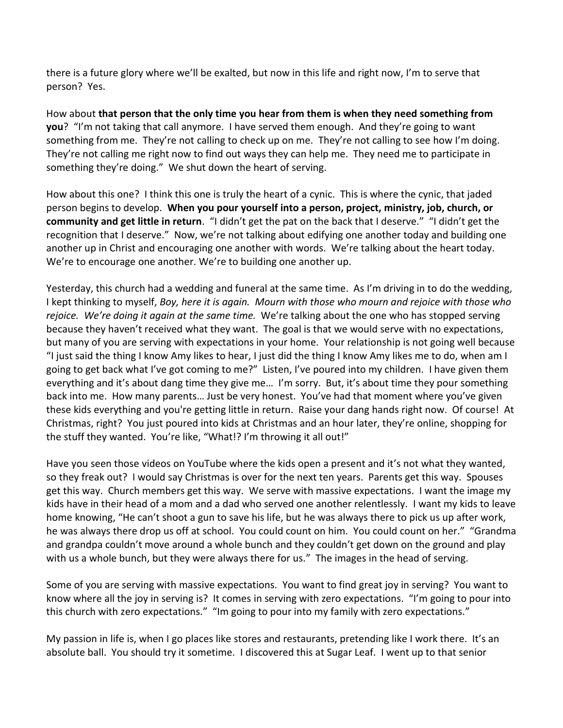there is a future glory where we'll be exalted, but now in this life and right now, I'm to serve that person? Yes.

How about **that person that the only time you hear from them is when they need something from you**? "I'm not taking that call anymore. I have served them enough. And they're going to want something from me. They're not calling to check up on me. They're not calling to see how I'm doing. They're not calling me right now to find out ways they can help me. They need me to participate in something they're doing." We shut down the heart of serving.

How about this one? I think this one is truly the heart of a cynic. This is where the cynic, that jaded person begins to develop. **When you pour yourself into a person, project, ministry, job, church, or community and get little in return**. "I didn't get the pat on the back that I deserve." "I didn't get the recognition that I deserve." Now, we're not talking about edifying one another today and building one another up in Christ and encouraging one another with words. We're talking about the heart today. We're to encourage one another. We're to building one another up.

Yesterday, this church had a wedding and funeral at the same time. As I'm driving in to do the wedding, I kept thinking to myself, *Boy, here it is again. Mourn with those who mourn and rejoice with those who rejoice. We're doing it again at the same time.* We're talking about the one who has stopped serving because they haven't received what they want. The goal is that we would serve with no expectations, but many of you are serving with expectations in your home. Your relationship is not going well because "I just said the thing I know Amy likes to hear, I just did the thing I know Amy likes me to do, when am I going to get back what I've got coming to me?" Listen, I've poured into my children. I have given them everything and it's about dang time they give me… I'm sorry. But, it's about time they pour something back into me. How many parents… Just be very honest. You've had that moment where you've given these kids everything and you're getting little in return. Raise your dang hands right now. Of course! At Christmas, right? You just poured into kids at Christmas and an hour later, they're online, shopping for the stuff they wanted. You're like, "What!? I'm throwing it all out!"

Have you seen those videos on YouTube where the kids open a present and it's not what they wanted, so they freak out? I would say Christmas is over for the next ten years. Parents get this way. Spouses get this way. Church members get this way. We serve with massive expectations. I want the image my kids have in their head of a mom and a dad who served one another relentlessly. I want my kids to leave home knowing, "He can't shoot a gun to save his life, but he was always there to pick us up after work, he was always there drop us off at school. You could count on him. You could count on her." "Grandma and grandpa couldn't move around a whole bunch and they couldn't get down on the ground and play with us a whole bunch, but they were always there for us." The images in the head of serving.

Some of you are serving with massive expectations. You want to find great joy in serving? You want to know where all the joy in serving is? It comes in serving with zero expectations. "I'm going to pour into this church with zero expectations." "Im going to pour into my family with zero expectations."

My passion in life is, when I go places like stores and restaurants, pretending like I work there. It's an absolute ball. You should try it sometime. I discovered this at Sugar Leaf. I went up to that senior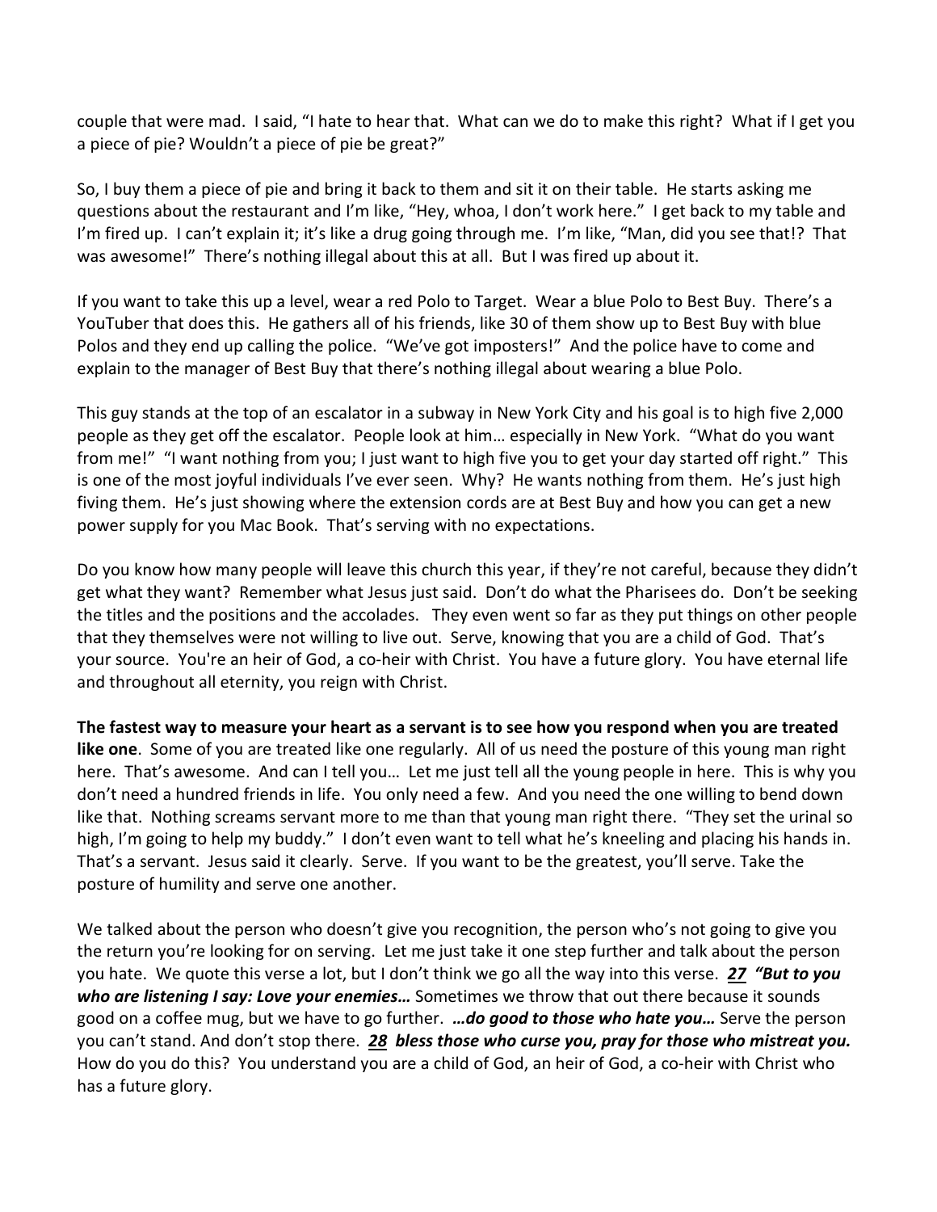couple that were mad. I said, "I hate to hear that. What can we do to make this right? What if I get you a piece of pie? Wouldn't a piece of pie be great?"

So, I buy them a piece of pie and bring it back to them and sit it on their table. He starts asking me questions about the restaurant and I'm like, "Hey, whoa, I don't work here." I get back to my table and I'm fired up. I can't explain it; it's like a drug going through me. I'm like, "Man, did you see that!? That was awesome!" There's nothing illegal about this at all. But I was fired up about it.

If you want to take this up a level, wear a red Polo to Target. Wear a blue Polo to Best Buy. There's a YouTuber that does this. He gathers all of his friends, like 30 of them show up to Best Buy with blue Polos and they end up calling the police. "We've got imposters!" And the police have to come and explain to the manager of Best Buy that there's nothing illegal about wearing a blue Polo.

This guy stands at the top of an escalator in a subway in New York City and his goal is to high five 2,000 people as they get off the escalator. People look at him… especially in New York. "What do you want from me!" "I want nothing from you; I just want to high five you to get your day started off right." This is one of the most joyful individuals I've ever seen. Why? He wants nothing from them. He's just high fiving them. He's just showing where the extension cords are at Best Buy and how you can get a new power supply for you Mac Book. That's serving with no expectations.

Do you know how many people will leave this church this year, if they're not careful, because they didn't get what they want? Remember what Jesus just said. Don't do what the Pharisees do. Don't be seeking the titles and the positions and the accolades. They even went so far as they put things on other people that they themselves were not willing to live out. Serve, knowing that you are a child of God. That's your source. You're an heir of God, a co-heir with Christ. You have a future glory. You have eternal life and throughout all eternity, you reign with Christ.

**The fastest way to measure your heart as a servant is to see how you respond when you are treated like one**. Some of you are treated like one regularly. All of us need the posture of this young man right here. That's awesome. And can I tell you… Let me just tell all the young people in here. This is why you don't need a hundred friends in life. You only need a few. And you need the one willing to bend down like that. Nothing screams servant more to me than that young man right there. "They set the urinal so high, I'm going to help my buddy." I don't even want to tell what he's kneeling and placing his hands in. That's a servant. Jesus said it clearly. Serve. If you want to be the greatest, you'll serve. Take the posture of humility and serve one another.

We talked about the person who doesn't give you recognition, the person who's not going to give you the return you're looking for on serving. Let me just take it one step further and talk about the person you hate. We quote this verse a lot, but I don't think we go all the way into this verse. ***27*** ***"But to you who are listening I say: Love your enemies…*** Sometimes we throw that out there because it sounds good on a coffee mug, but we have to go further. ***…do good to those who hate you…*** Serve the person you can't stand. And don't stop there. ***28*** ***bless those who curse you, pray for those who mistreat you.*** How do you do this? You understand you are a child of God, an heir of God, a co-heir with Christ who has a future glory.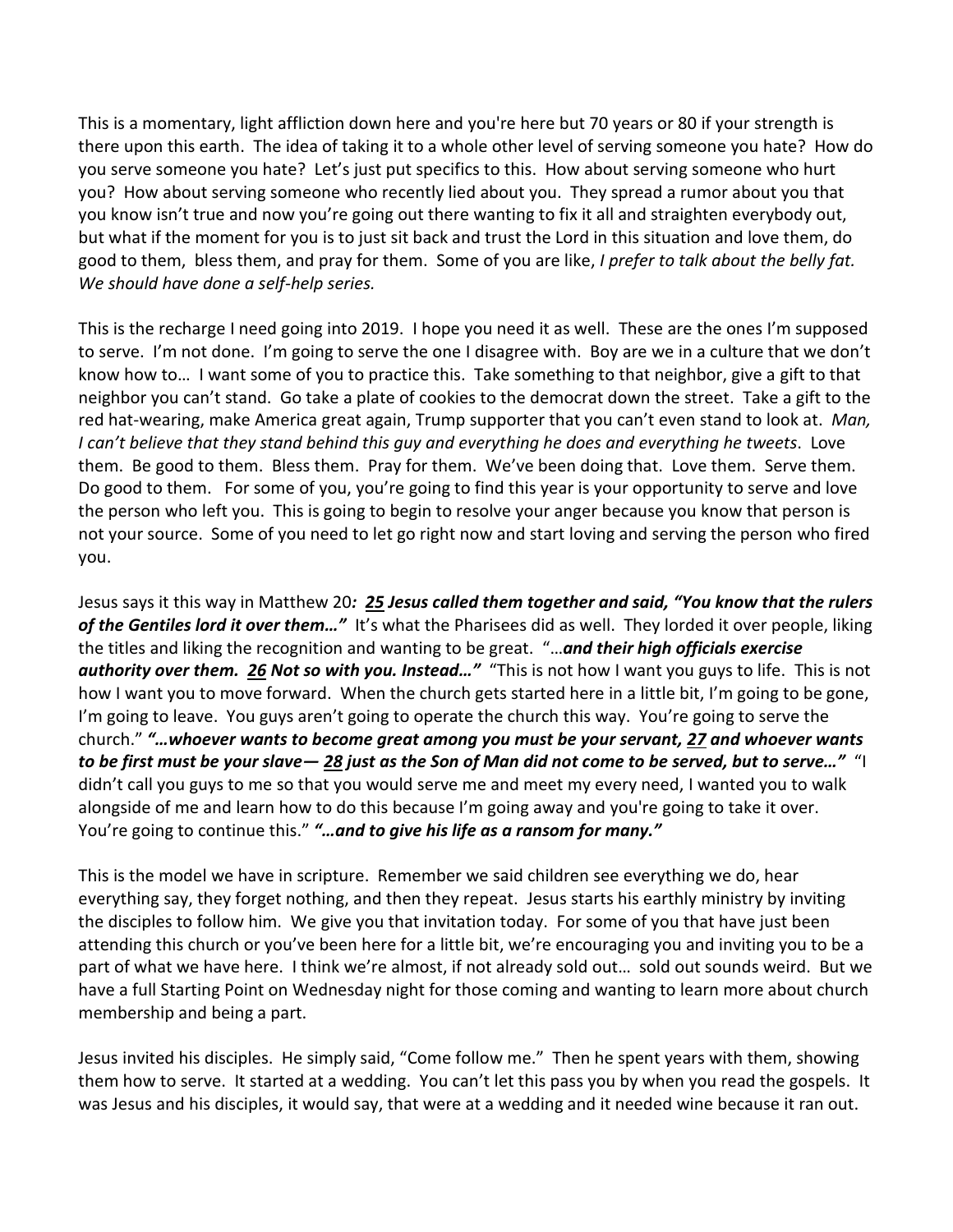This is a momentary, light affliction down here and you're here but 70 years or 80 if your strength is there upon this earth. The idea of taking it to a whole other level of serving someone you hate? How do you serve someone you hate? Let's just put specifics to this. How about serving someone who hurt you? How about serving someone who recently lied about you. They spread a rumor about you that you know isn't true and now you're going out there wanting to fix it all and straighten everybody out, but what if the moment for you is to just sit back and trust the Lord in this situation and love them, do good to them, bless them, and pray for them. Some of you are like, *I prefer to talk about the belly fat. We should have done a self-help series.*

This is the recharge I need going into 2019. I hope you need it as well. These are the ones I'm supposed to serve. I'm not done. I'm going to serve the one I disagree with. Boy are we in a culture that we don't know how to… I want some of you to practice this. Take something to that neighbor, give a gift to that neighbor you can't stand. Go take a plate of cookies to the democrat down the street. Take a gift to the red hat-wearing, make America great again, Trump supporter that you can't even stand to look at. *Man, I can't believe that they stand behind this guy and everything he does and everything he tweets.* Love them. Be good to them. Bless them. Pray for them. We've been doing that. Love them. Serve them. Do good to them. For some of you, you're going to find this year is your opportunity to serve and love the person who left you. This is going to begin to resolve your anger because you know that person is not your source. Some of you need to let go right now and start loving and serving the person who fired you.

Jesus says it this way in Matthew 20***: <u>25</u> Jesus called them together and said, "You know that the rulers of the Gentiles lord it over them…"*** It's what the Pharisees did as well. They lorded it over people, liking the titles and liking the recognition and wanting to be great. "…***and their high officials exercise authority over them. <u>26</u> Not so with you. Instead…"*** "This is not how I want you guys to life. This is not how I want you to move forward. When the church gets started here in a little bit, I'm going to be gone, I'm going to leave. You guys aren't going to operate the church this way. You're going to serve the church." ***"…whoever wants to become great among you must be your servant, <u>27</u> and whoever wants to be first must be your slave— <u>28</u> just as the Son of Man did not come to be served, but to serve…"*** "I didn't call you guys to me so that you would serve me and meet my every need, I wanted you to walk alongside of me and learn how to do this because I'm going away and you're going to take it over. You're going to continue this." ***"…and to give his life as a ransom for many."***

This is the model we have in scripture. Remember we said children see everything we do, hear everything say, they forget nothing, and then they repeat. Jesus starts his earthly ministry by inviting the disciples to follow him. We give you that invitation today. For some of you that have just been attending this church or you've been here for a little bit, we're encouraging you and inviting you to be a part of what we have here. I think we're almost, if not already sold out… sold out sounds weird. But we have a full Starting Point on Wednesday night for those coming and wanting to learn more about church membership and being a part.

Jesus invited his disciples. He simply said, "Come follow me." Then he spent years with them, showing them how to serve. It started at a wedding. You can't let this pass you by when you read the gospels. It was Jesus and his disciples, it would say, that were at a wedding and it needed wine because it ran out.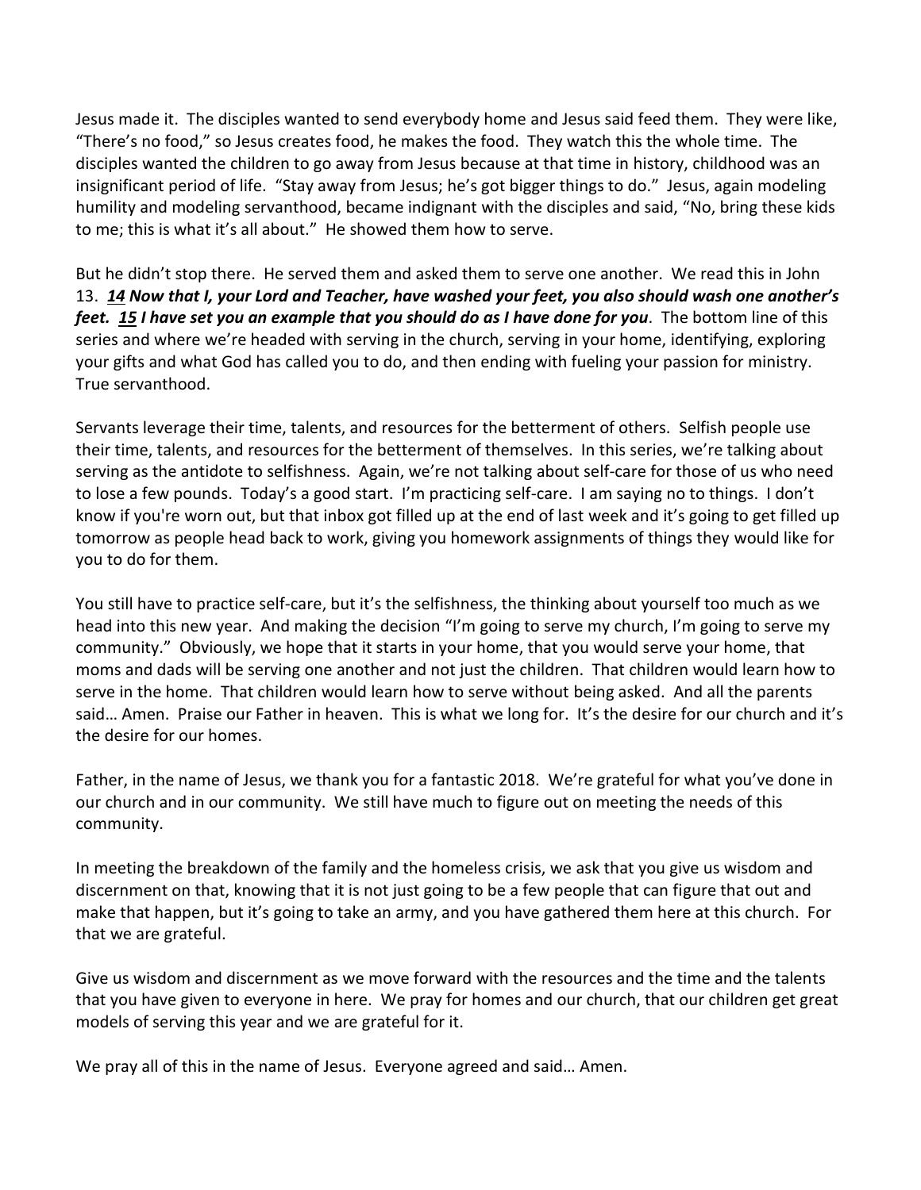Jesus made it. The disciples wanted to send everybody home and Jesus said feed them. They were like, "There's no food," so Jesus creates food, he makes the food. They watch this the whole time. The disciples wanted the children to go away from Jesus because at that time in history, childhood was an insignificant period of life. "Stay away from Jesus; he's got bigger things to do." Jesus, again modeling humility and modeling servanthood, became indignant with the disciples and said, "No, bring these kids to me; this is what it's all about." He showed them how to serve.

But he didn't stop there. He served them and asked them to serve one another. We read this in John 13. ***14 Now that I, your Lord and Teacher, have washed your feet, you also should wash one another's feet. 15 I have set you an example that you should do as I have done for you***. The bottom line of this series and where we're headed with serving in the church, serving in your home, identifying, exploring your gifts and what God has called you to do, and then ending with fueling your passion for ministry. True servanthood.

Servants leverage their time, talents, and resources for the betterment of others. Selfish people use their time, talents, and resources for the betterment of themselves. In this series, we're talking about serving as the antidote to selfishness. Again, we're not talking about self-care for those of us who need to lose a few pounds. Today's a good start. I'm practicing self-care. I am saying no to things. I don't know if you're worn out, but that inbox got filled up at the end of last week and it's going to get filled up tomorrow as people head back to work, giving you homework assignments of things they would like for you to do for them.

You still have to practice self-care, but it's the selfishness, the thinking about yourself too much as we head into this new year. And making the decision "I'm going to serve my church, I'm going to serve my community." Obviously, we hope that it starts in your home, that you would serve your home, that moms and dads will be serving one another and not just the children. That children would learn how to serve in the home. That children would learn how to serve without being asked. And all the parents said… Amen. Praise our Father in heaven. This is what we long for. It's the desire for our church and it's the desire for our homes.

Father, in the name of Jesus, we thank you for a fantastic 2018. We're grateful for what you've done in our church and in our community. We still have much to figure out on meeting the needs of this community.

In meeting the breakdown of the family and the homeless crisis, we ask that you give us wisdom and discernment on that, knowing that it is not just going to be a few people that can figure that out and make that happen, but it's going to take an army, and you have gathered them here at this church. For that we are grateful.

Give us wisdom and discernment as we move forward with the resources and the time and the talents that you have given to everyone in here. We pray for homes and our church, that our children get great models of serving this year and we are grateful for it.

We pray all of this in the name of Jesus. Everyone agreed and said… Amen.